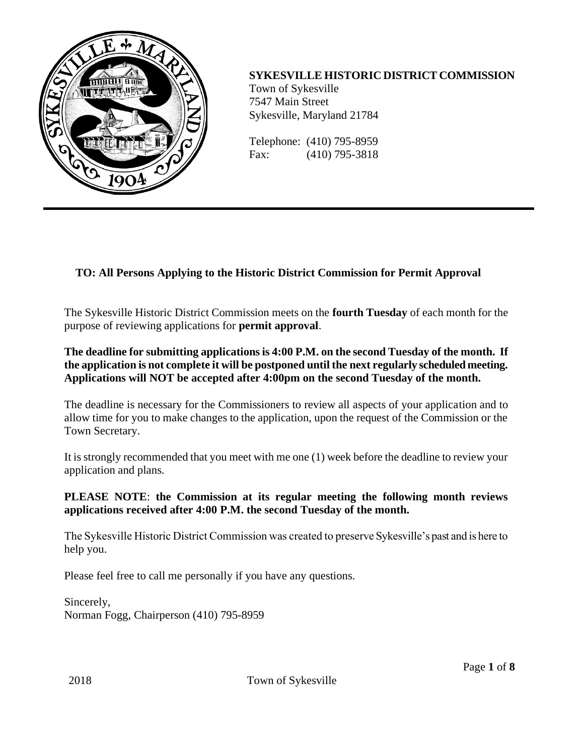**SYKESVILLE HISTORIC DISTRICT COMMISSION**
Town of Sykesville
7547 Main Street
Sykesville, Maryland 21784

Telephone: (410) 795-8959
Fax: (410) 795-3818

**TO: All Persons Applying to the Historic District Commission for Permit Approval**

The Sykesville Historic District Commission meets on the **fourth Tuesday** of each month for the purpose of reviewing applications for **permit approval**.

**The deadline for submitting applications is 4:00 P.M. on the second Tuesday of the month. If the application is not complete it will be postponed until the next regularly scheduled meeting. Applications will NOT be accepted after 4:00pm on the second Tuesday of the month.**

The deadline is necessary for the Commissioners to review all aspects of your application and to allow time for you to make changes to the application, upon the request of the Commission or the Town Secretary.

It is strongly recommended that you meet with me one (1) week before the deadline to review your application and plans.

**PLEASE NOTE**: **the Commission at its regular meeting the following month reviews applications received after 4:00 P.M. the second Tuesday of the month.**

The Sykesville Historic District Commission was created to preserve Sykesville's past and is here to help you.

Please feel free to call me personally if you have any questions.

Sincerely,
Norman Fogg, Chairperson (410) 795-8959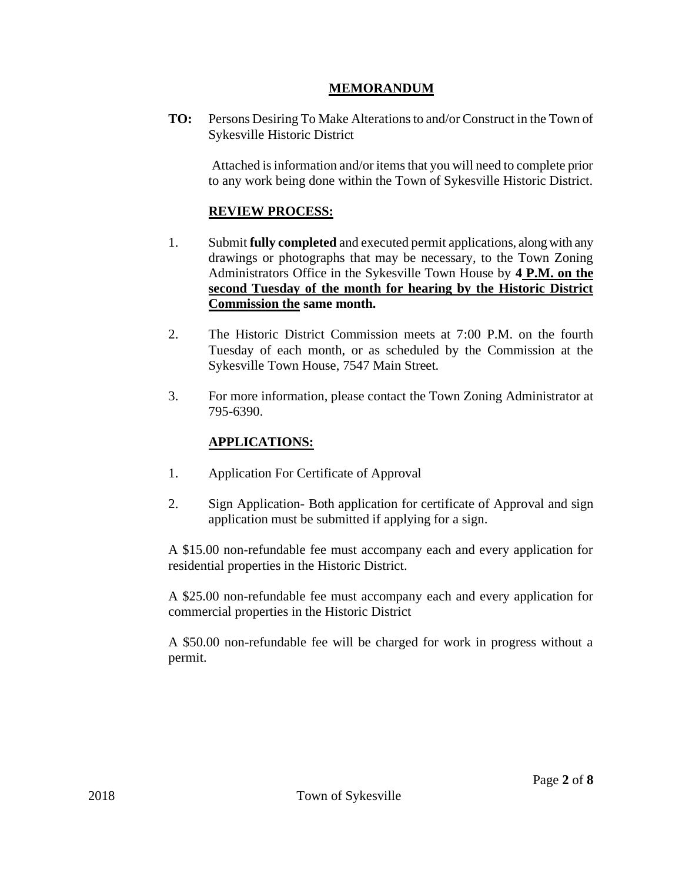# MEMORANDUM

**TO:** Persons Desiring To Make Alterations to and/or Construct in the Town of Sykesville Historic District

Attached is information and/or items that you will need to complete prior to any work being done within the Town of Sykesville Historic District.

## REVIEW PROCESS:

1. Submit **fully completed** and executed permit applications, along with any drawings or photographs that may be necessary, to the Town Zoning Administrators Office in the Sykesville Town House by **4 P.M. on the second Tuesday of the month for hearing by the Historic District Commission the same month.**

2. The Historic District Commission meets at 7:00 P.M. on the fourth Tuesday of each month, or as scheduled by the Commission at the Sykesville Town House, 7547 Main Street.

3. For more information, please contact the Town Zoning Administrator at 795-6390.

## APPLICATIONS:

1. Application For Certificate of Approval

2. Sign Application- Both application for certificate of Approval and sign application must be submitted if applying for a sign.

A $15.00 non-refundable fee must accompany each and every application for residential properties in the Historic District.

A $25.00 non-refundable fee must accompany each and every application for commercial properties in the Historic District

A $50.00 non-refundable fee will be charged for work in progress without a permit.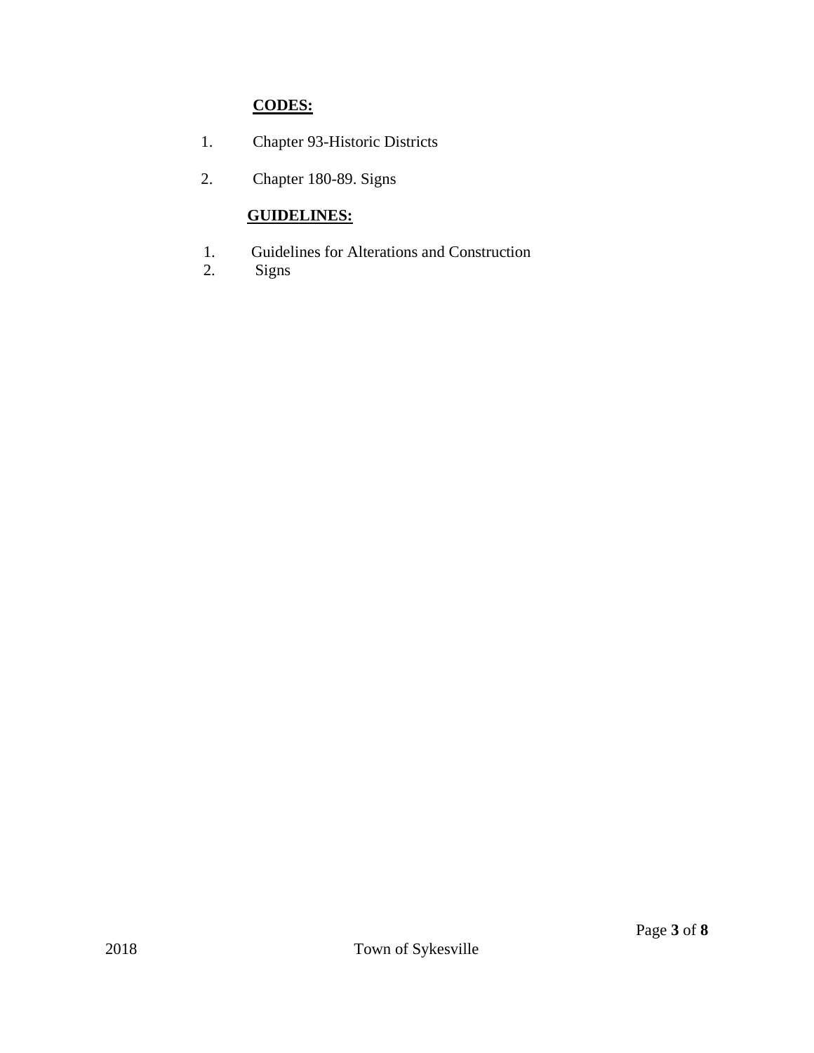**CODES:**

1. Chapter 93-Historic Districts

2. Chapter 180-89. Signs

**GUIDELINES:**

1. Guidelines for Alterations and Construction
2. Signs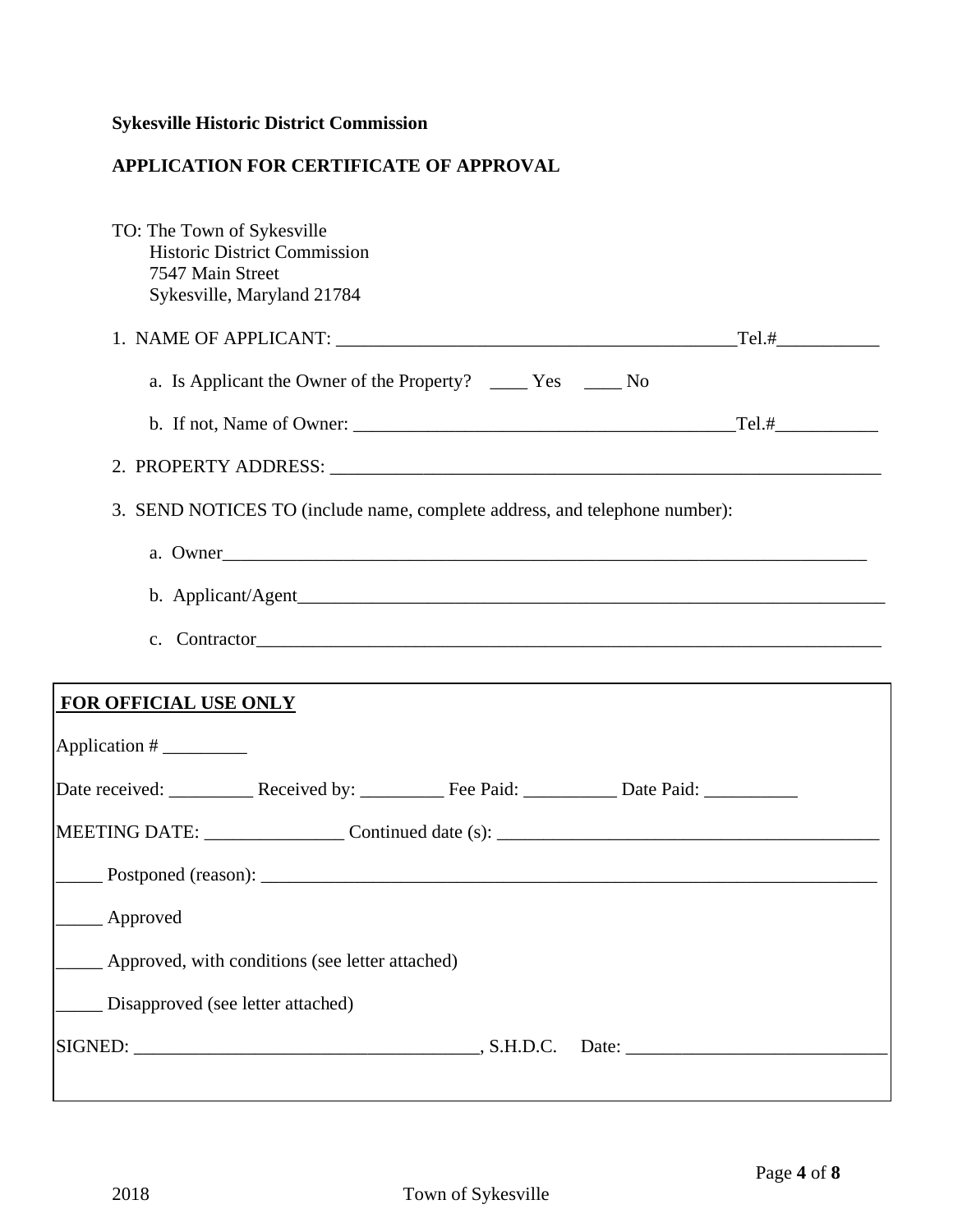**Sykesville Historic District Commission**

**APPLICATION FOR CERTIFICATE OF APPROVAL**

TO: The Town of Sykesville
Historic District Commission
7547 Main Street
Sykesville, Maryland 21784

1. NAME OF APPLICANT: ____________________________________________Tel.#___________

   a. Is Applicant the Owner of the Property? ____ Yes ____ No

   b. If not, Name of Owner: ________________________________________Tel.#___________

2. PROPERTY ADDRESS: _____________________________________________________________

3. SEND NOTICES TO (include name, complete address, and telephone number):

   a. Owner_______________________________________________________________________

   b. Applicant/Agent_________________________________________________________________

   c. Contractor____________________________________________________________________

**FOR OFFICIAL USE ONLY**

Application # _________

Date received: _________ Received by: _________ Fee Paid: __________ Date Paid: __________

MEETING DATE: _______________ Continued date (s): _________________________________________

_____ Postponed (reason): ____________________________________________________________________

_____ Approved

_____ Approved, with conditions (see letter attached)

_____ Disapproved (see letter attached)

SIGNED: _____________________________________, S.H.D.C. Date: ____________________________

2018 Town of Sykesville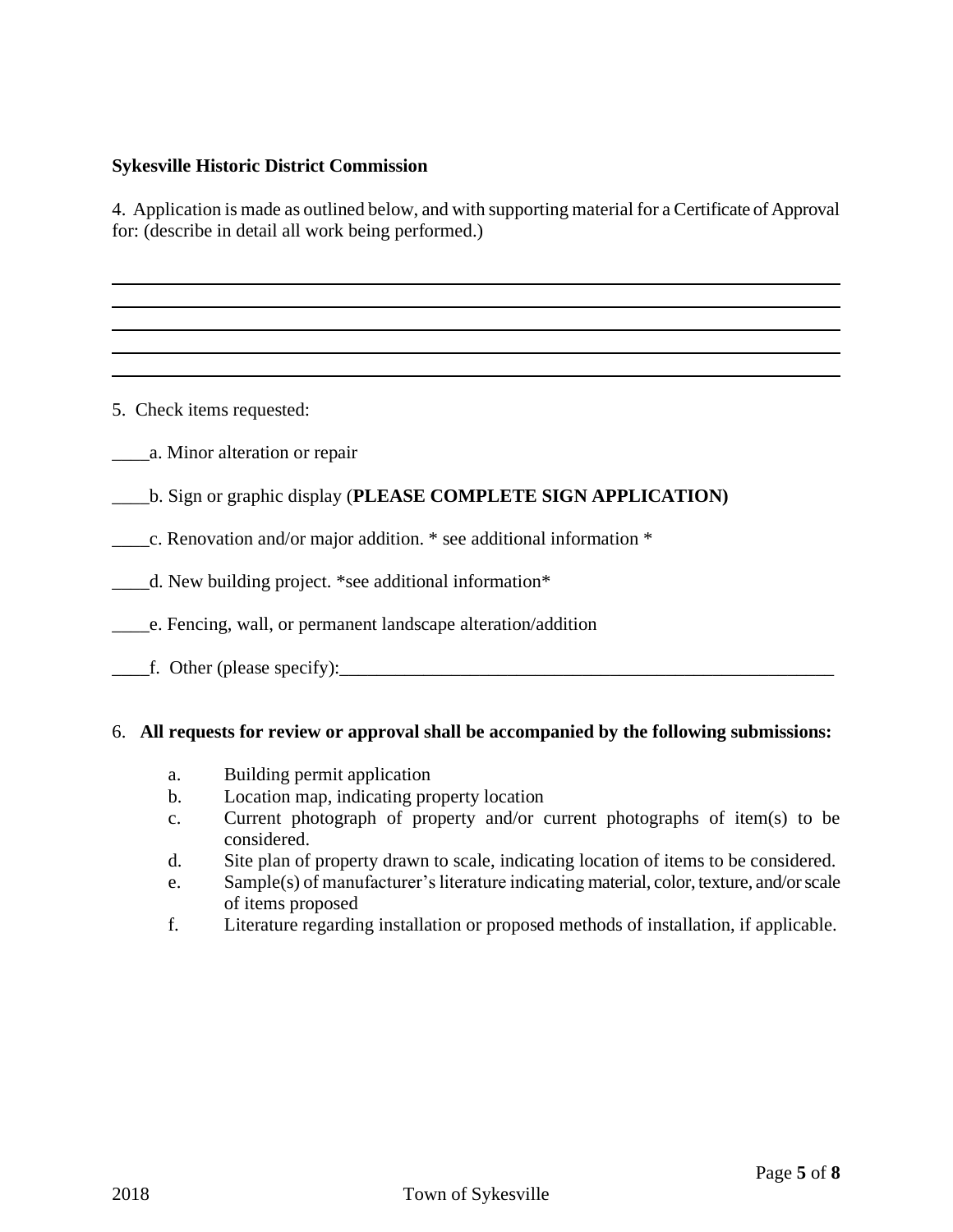**Sykesville Historic District Commission**

4. Application is made as outlined below, and with supporting material for a Certificate of Approval for: (describe in detail all work being performed.)

\_\_\_\_\_\_\_\_\_\_\_\_\_\_\_\_\_\_\_\_\_\_\_\_\_\_\_\_\_\_\_\_\_\_\_\_\_\_\_\_\_\_\_\_\_\_\_\_\_\_\_\_\_\_\_\_\_\_\_\_\_\_\_\_\_\_\_\_\_\_\_\_\_\_

\_\_\_\_\_\_\_\_\_\_\_\_\_\_\_\_\_\_\_\_\_\_\_\_\_\_\_\_\_\_\_\_\_\_\_\_\_\_\_\_\_\_\_\_\_\_\_\_\_\_\_\_\_\_\_\_\_\_\_\_\_\_\_\_\_\_\_\_\_\_\_\_\_\_

\_\_\_\_\_\_\_\_\_\_\_\_\_\_\_\_\_\_\_\_\_\_\_\_\_\_\_\_\_\_\_\_\_\_\_\_\_\_\_\_\_\_\_\_\_\_\_\_\_\_\_\_\_\_\_\_\_\_\_\_\_\_\_\_\_\_\_\_\_\_\_\_\_\_

\_\_\_\_\_\_\_\_\_\_\_\_\_\_\_\_\_\_\_\_\_\_\_\_\_\_\_\_\_\_\_\_\_\_\_\_\_\_\_\_\_\_\_\_\_\_\_\_\_\_\_\_\_\_\_\_\_\_\_\_\_\_\_\_\_\_\_\_\_\_\_\_\_\_

\_\_\_\_\_\_\_\_\_\_\_\_\_\_\_\_\_\_\_\_\_\_\_\_\_\_\_\_\_\_\_\_\_\_\_\_\_\_\_\_\_\_\_\_\_\_\_\_\_\_\_\_\_\_\_\_\_\_\_\_\_\_\_\_\_\_\_\_\_\_\_\_\_\_

5. Check items requested:

\_\_\_\_a. Minor alteration or repair

\_\_\_\_b. Sign or graphic display (**PLEASE COMPLETE SIGN APPLICATION)**

\_\_\_\_c. Renovation and/or major addition. * see additional information *

\_\_\_\_d. New building project. *see additional information*

\_\_\_\_e. Fencing, wall, or permanent landscape alteration/addition

\_\_\_\_f. Other (please specify):\_\_\_\_\_\_\_\_\_\_\_\_\_\_\_\_\_\_\_\_\_\_\_\_\_\_\_\_\_\_\_\_\_\_\_\_\_\_\_\_\_\_\_\_\_\_\_\_\_\_\_\_

6. **All requests for review or approval shall be accompanied by the following submissions:**

  a. Building permit application
  b. Location map, indicating property location
  c. Current photograph of property and/or current photographs of item(s) to be considered.
  d. Site plan of property drawn to scale, indicating location of items to be considered.
  e. Sample(s) of manufacturer's literature indicating material, color, texture, and/or scale of items proposed
  f. Literature regarding installation or proposed methods of installation, if applicable.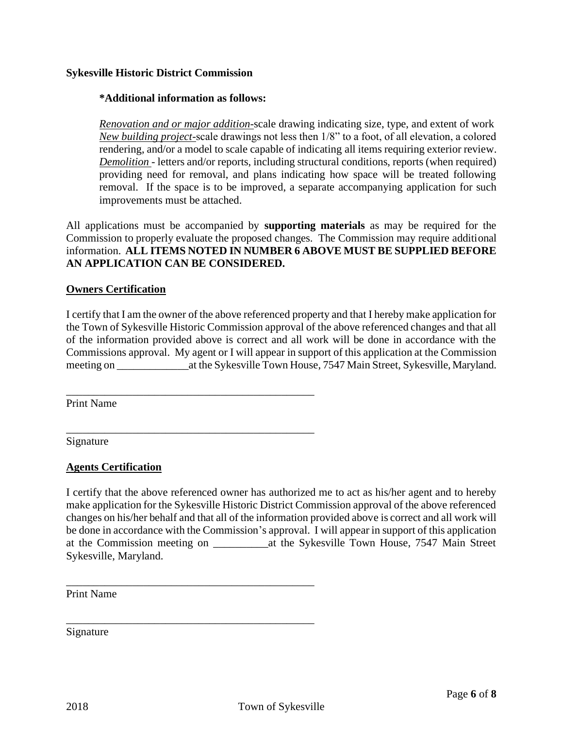**Sykesville Historic District Commission**

**\*Additional information as follows:**

*Renovation and or major addition*-scale drawing indicating size, type, and extent of work
*New building project*-scale drawings not less then 1/8" to a foot, of all elevation, a colored rendering, and/or a model to scale capable of indicating all items requiring exterior review.
*Demolition* - letters and/or reports, including structural conditions, reports (when required) providing need for removal, and plans indicating how space will be treated following removal. If the space is to be improved, a separate accompanying application for such improvements must be attached.

All applications must be accompanied by **supporting materials** as may be required for the Commission to properly evaluate the proposed changes. The Commission may require additional information. **ALL ITEMS NOTED IN NUMBER 6 ABOVE MUST BE SUPPLIED BEFORE AN APPLICATION CAN BE CONSIDERED.**

**Owners Certification**

I certify that I am the owner of the above referenced property and that I hereby make application for the Town of Sykesville Historic Commission approval of the above referenced changes and that all of the information provided above is correct and all work will be done in accordance with the Commissions approval. My agent or I will appear in support of this application at the Commission meeting on _____________at the Sykesville Town House, 7547 Main Street, Sykesville, Maryland.

_______________________________________________
Print Name

_______________________________________________
Signature

**Agents Certification**

I certify that the above referenced owner has authorized me to act as his/her agent and to hereby make application for the Sykesville Historic District Commission approval of the above referenced changes on his/her behalf and that all of the information provided above is correct and all work will be done in accordance with the Commission's approval. I will appear in support of this application at the Commission meeting on __________at the Sykesville Town House, 7547 Main Street Sykesville, Maryland.

_______________________________________________
Print Name

_______________________________________________
Signature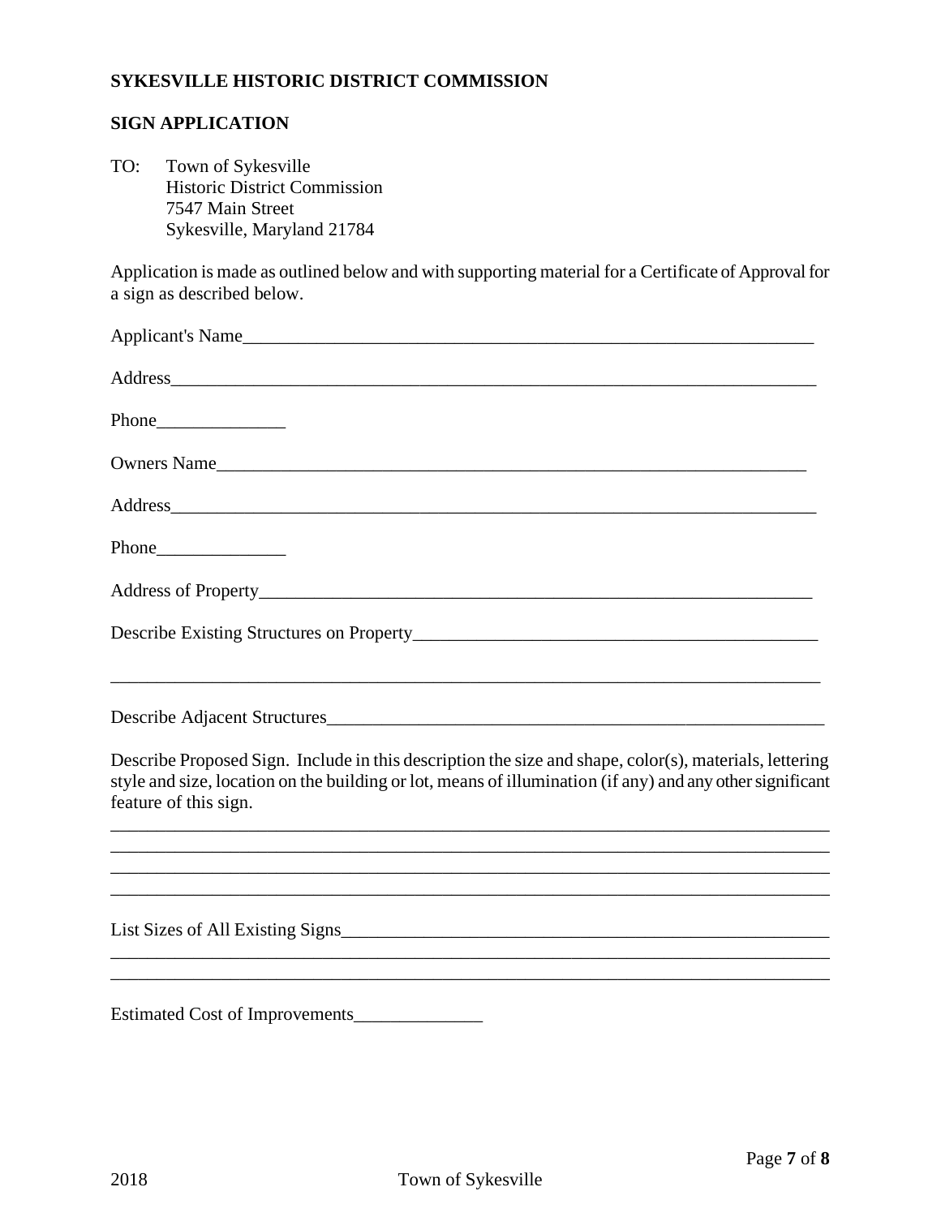**SYKESVILLE HISTORIC DISTRICT COMMISSION**

**SIGN APPLICATION**

TO: Town of Sykesville
Historic District Commission
7547 Main Street
Sykesville, Maryland 21784

Application is made as outlined below and with supporting material for a Certificate of Approval for a sign as described below.

Applicant's Name_______________________________________________________________

Address_______________________________________________________________________

Phone______________

Owners Name___________________________________________________________________

Address_______________________________________________________________________

Phone______________

Address of Property______________________________________________________________

Describe Existing Structures on Property____________________________________________

______________________________________________________________________________

Describe Adjacent Structures_____________________________________________________

Describe Proposed Sign. Include in this description the size and shape, color(s), materials, lettering style and size, location on the building or lot, means of illumination (if any) and any other significant feature of this sign.

______________________________________________________________________________
______________________________________________________________________________
______________________________________________________________________________
______________________________________________________________________________

List Sizes of All Existing Signs____________________________________________________
______________________________________________________________________________
______________________________________________________________________________

Estimated Cost of Improvements______________

2018 Town of Sykesville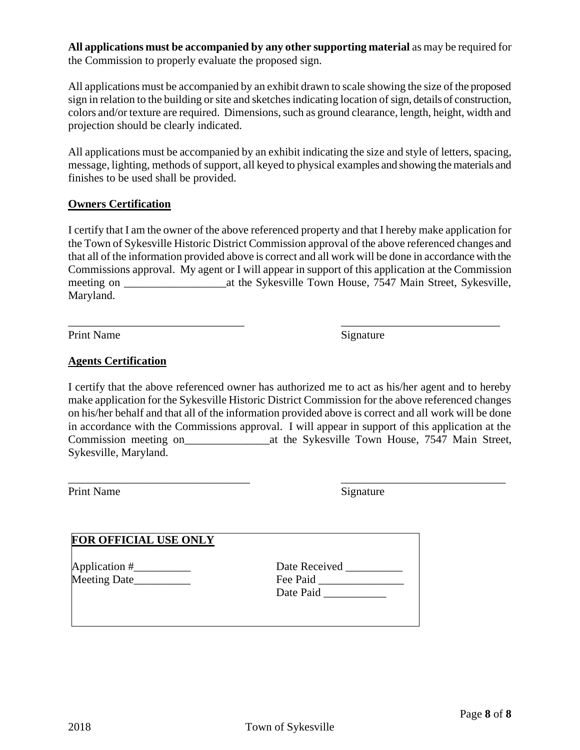**All applications must be accompanied by any other supporting material** as may be required for the Commission to properly evaluate the proposed sign.

All applications must be accompanied by an exhibit drawn to scale showing the size of the proposed sign in relation to the building or site and sketches indicating location of sign, details of construction, colors and/or texture are required. Dimensions, such as ground clearance, length, height, width and projection should be clearly indicated.

All applications must be accompanied by an exhibit indicating the size and style of letters, spacing, message, lighting, methods of support, all keyed to physical examples and showing the materials and finishes to be used shall be provided.

**Owners Certification**

I certify that I am the owner of the above referenced property and that I hereby make application for the Town of Sykesville Historic District Commission approval of the above referenced changes and that all of the information provided above is correct and all work will be done in accordance with the Commissions approval. My agent or I will appear in support of this application at the Commission meeting on __________________at the Sykesville Town House, 7547 Main Street, Sykesville, Maryland.

_______________________________ ____________________________

Print Name Signature

**Agents Certification**

I certify that the above referenced owner has authorized me to act as his/her agent and to hereby make application for the Sykesville Historic District Commission for the above referenced changes on his/her behalf and that all of the information provided above is correct and all work will be done in accordance with the Commissions approval. I will appear in support of this application at the Commission meeting on_______________at the Sykesville Town House, 7547 Main Street, Sykesville, Maryland.

________________________________ _____________________________

Print Name Signature

**FOR OFFICIAL USE ONLY**

Application #__________ Date Received __________

Meeting Date__________ Fee Paid _______________

Date Paid ___________